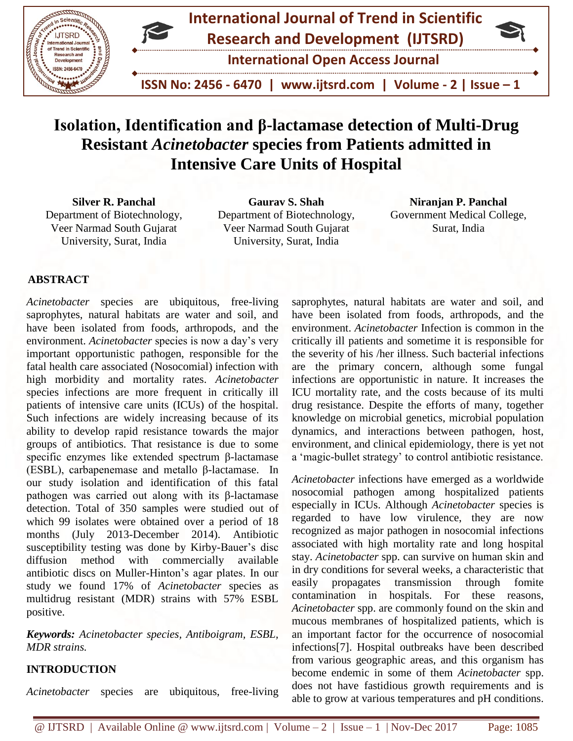# Isolation, Identification and β-lactamase detection of Multi-Drug Resistant *Acinetobacter* species from Patients admitted in Intensive Care Units of Hospital

**Silver R. Panchal**
Department of Biotechnology, Veer Narmad South Gujarat University, Surat, India

**Gaurav S. Shah**
Department of Biotechnology, Veer Narmad South Gujarat University, Surat, India

**Niranjan P. Panchal**
Government Medical College, Surat, India

## ABSTRACT

*Acinetobacter* species are ubiquitous, free-living saprophytes, natural habitats are water and soil, and have been isolated from foods, arthropods, and the environment. *Acinetobacter* species is now a day's very important opportunistic pathogen, responsible for the fatal health care associated (Nosocomial) infection with high morbidity and mortality rates. *Acinetobacter* species infections are more frequent in critically ill patients of intensive care units (ICUs) of the hospital. Such infections are widely increasing because of its ability to develop rapid resistance towards the major groups of antibiotics. That resistance is due to some specific enzymes like extended spectrum β-lactamase (ESBL), carbapenemase and metallo β-lactamase. In our study isolation and identification of this fatal pathogen was carried out along with its β-lactamase detection. Total of 350 samples were studied out of which 99 isolates were obtained over a period of 18 months (July 2013-December 2014). Antibiotic susceptibility testing was done by Kirby-Bauer's disc diffusion method with commercially available antibiotic discs on Muller-Hinton's agar plates. In our study we found 17% of *Acinetobacter* species as multidrug resistant (MDR) strains with 57% ESBL positive.

***Keywords:*** *Acinetobacter species, Antiboigram, ESBL, MDR strains.*

## INTRODUCTION

*Acinetobacter* species are ubiquitous, free-living saprophytes, natural habitats are water and soil, and have been isolated from foods, arthropods, and the environment. *Acinetobacter* Infection is common in the critically ill patients and sometime it is responsible for the severity of his /her illness. Such bacterial infections are the primary concern, although some fungal infections are opportunistic in nature. It increases the ICU mortality rate, and the costs because of its multi drug resistance. Despite the efforts of many, together knowledge on microbial genetics, microbial population dynamics, and interactions between pathogen, host, environment, and clinical epidemiology, there is yet not a 'magic-bullet strategy' to control antibiotic resistance.

*Acinetobacter* infections have emerged as a worldwide nosocomial pathogen among hospitalized patients especially in ICUs. Although *Acinetobacter* species is regarded to have low virulence, they are now recognized as major pathogen in nosocomial infections associated with high mortality rate and long hospital stay. *Acinetobacter* spp. can survive on human skin and in dry conditions for several weeks, a characteristic that easily propagates transmission through fomite contamination in hospitals. For these reasons, *Acinetobacter* spp. are commonly found on the skin and mucous membranes of hospitalized patients, which is an important factor for the occurrence of nosocomial infections[7]. Hospital outbreaks have been described from various geographic areas, and this organism has become endemic in some of them *Acinetobacter* spp. does not have fastidious growth requirements and is able to grow at various temperatures and pH conditions.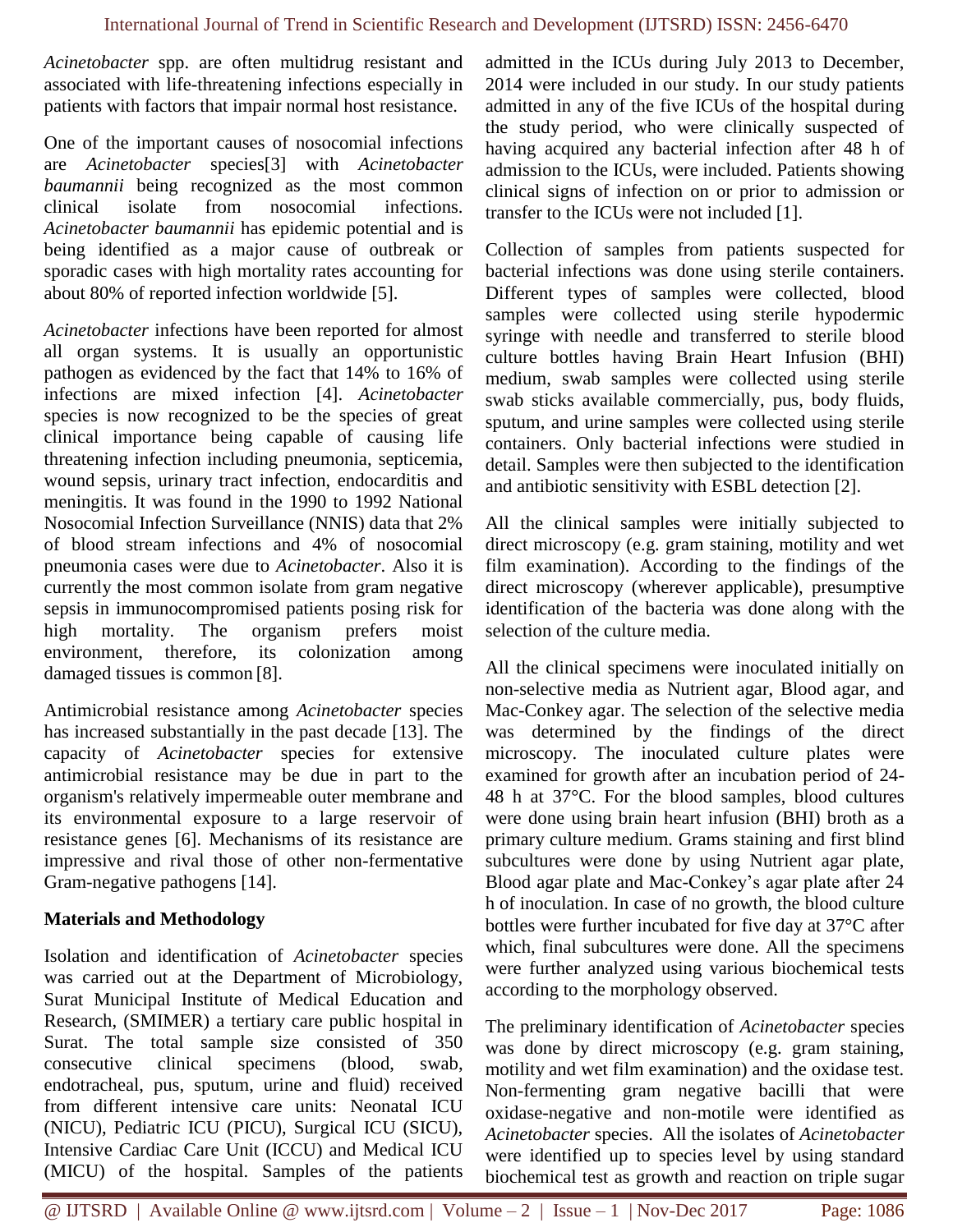*Acinetobacter* spp. are often multidrug resistant and associated with life-threatening infections especially in patients with factors that impair normal host resistance.

One of the important causes of nosocomial infections are *Acinetobacter* species[3] with *Acinetobacter baumannii* being recognized as the most common clinical isolate from nosocomial infections. *Acinetobacter baumannii* has epidemic potential and is being identified as a major cause of outbreak or sporadic cases with high mortality rates accounting for about 80% of reported infection worldwide [5].

*Acinetobacter* infections have been reported for almost all organ systems. It is usually an opportunistic pathogen as evidenced by the fact that 14% to 16% of infections are mixed infection [4]. *Acinetobacter* species is now recognized to be the species of great clinical importance being capable of causing life threatening infection including pneumonia, septicemia, wound sepsis, urinary tract infection, endocarditis and meningitis. It was found in the 1990 to 1992 National Nosocomial Infection Surveillance (NNIS) data that 2% of blood stream infections and 4% of nosocomial pneumonia cases were due to *Acinetobacter*. Also it is currently the most common isolate from gram negative sepsis in immunocompromised patients posing risk for high mortality. The organism prefers moist environment, therefore, its colonization among damaged tissues is common [8].

Antimicrobial resistance among *Acinetobacter* species has increased substantially in the past decade [13]. The capacity of *Acinetobacter* species for extensive antimicrobial resistance may be due in part to the organism's relatively impermeable outer membrane and its environmental exposure to a large reservoir of resistance genes [6]. Mechanisms of its resistance are impressive and rival those of other non-fermentative Gram-negative pathogens [14].

**Materials and Methodology**

Isolation and identification of *Acinetobacter* species was carried out at the Department of Microbiology, Surat Municipal Institute of Medical Education and Research, (SMIMER) a tertiary care public hospital in Surat. The total sample size consisted of 350 consecutive clinical specimens (blood, swab, endotracheal, pus, sputum, urine and fluid) received from different intensive care units: Neonatal ICU (NICU), Pediatric ICU (PICU), Surgical ICU (SICU), Intensive Cardiac Care Unit (ICCU) and Medical ICU (MICU) of the hospital. Samples of the patients admitted in the ICUs during July 2013 to December, 2014 were included in our study. In our study patients admitted in any of the five ICUs of the hospital during the study period, who were clinically suspected of having acquired any bacterial infection after 48 h of admission to the ICUs, were included. Patients showing clinical signs of infection on or prior to admission or transfer to the ICUs were not included [1].

Collection of samples from patients suspected for bacterial infections was done using sterile containers. Different types of samples were collected, blood samples were collected using sterile hypodermic syringe with needle and transferred to sterile blood culture bottles having Brain Heart Infusion (BHI) medium, swab samples were collected using sterile swab sticks available commercially, pus, body fluids, sputum, and urine samples were collected using sterile containers. Only bacterial infections were studied in detail. Samples were then subjected to the identification and antibiotic sensitivity with ESBL detection [2].

All the clinical samples were initially subjected to direct microscopy (e.g. gram staining, motility and wet film examination). According to the findings of the direct microscopy (wherever applicable), presumptive identification of the bacteria was done along with the selection of the culture media.

All the clinical specimens were inoculated initially on non-selective media as Nutrient agar, Blood agar, and Mac-Conkey agar. The selection of the selective media was determined by the findings of the direct microscopy. The inoculated culture plates were examined for growth after an incubation period of 24-48 h at 37°C. For the blood samples, blood cultures were done using brain heart infusion (BHI) broth as a primary culture medium. Grams staining and first blind subcultures were done by using Nutrient agar plate, Blood agar plate and Mac-Conkey's agar plate after 24 h of inoculation. In case of no growth, the blood culture bottles were further incubated for five day at 37°C after which, final subcultures were done. All the specimens were further analyzed using various biochemical tests according to the morphology observed.

The preliminary identification of *Acinetobacter* species was done by direct microscopy (e.g. gram staining, motility and wet film examination) and the oxidase test. Non-fermenting gram negative bacilli that were oxidase-negative and non-motile were identified as *Acinetobacter* species. All the isolates of *Acinetobacter* were identified up to species level by using standard biochemical test as growth and reaction on triple sugar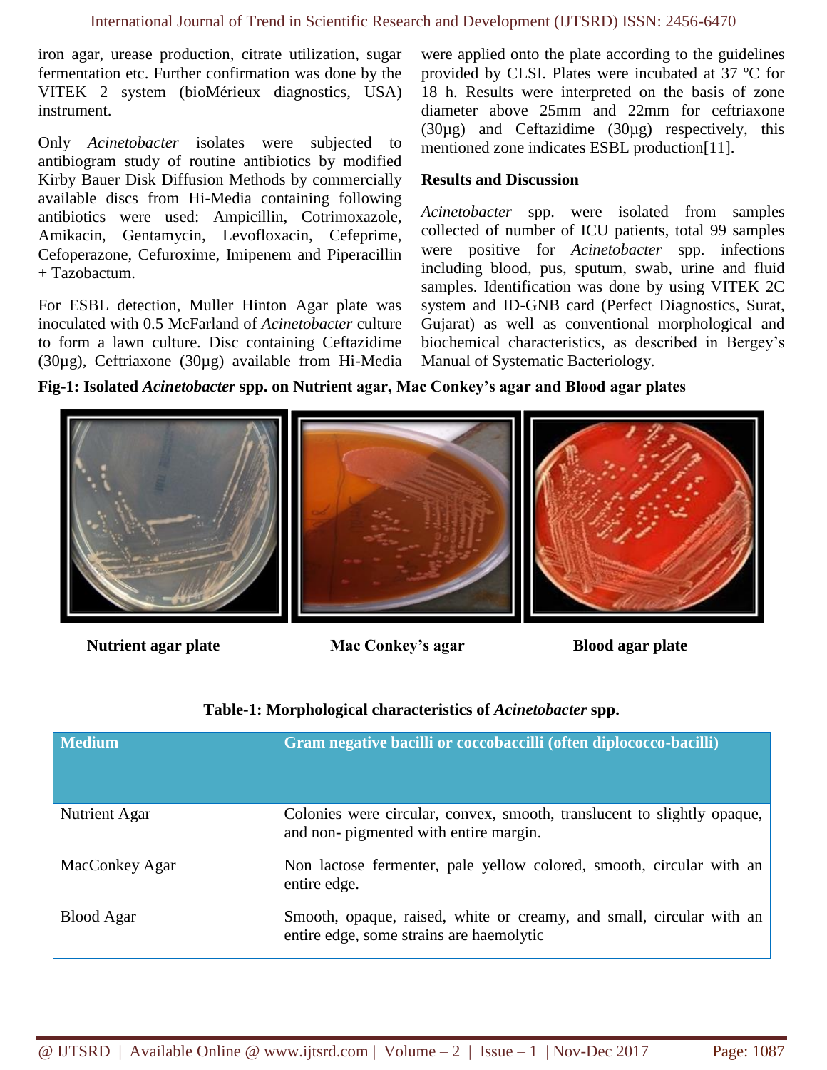iron agar, urease production, citrate utilization, sugar fermentation etc. Further confirmation was done by the VITEK 2 system (bioMérieux diagnostics, USA) instrument.

Only *Acinetobacter* isolates were subjected to antibiogram study of routine antibiotics by modified Kirby Bauer Disk Diffusion Methods by commercially available discs from Hi-Media containing following antibiotics were used: Ampicillin, Cotrimoxazole, Amikacin, Gentamycin, Levofloxacin, Cefeprime, Cefoperazone, Cefuroxime, Imipenem and Piperacillin + Tazobactum.

For ESBL detection, Muller Hinton Agar plate was inoculated with 0.5 McFarland of *Acinetobacter* culture to form a lawn culture. Disc containing Ceftazidime (30µg), Ceftriaxone (30µg) available from Hi-Media were applied onto the plate according to the guidelines provided by CLSI. Plates were incubated at 37 ºC for 18 h. Results were interpreted on the basis of zone diameter above 25mm and 22mm for ceftriaxone (30µg) and Ceftazidime (30µg) respectively, this mentioned zone indicates ESBL production[11].

## Results and Discussion

*Acinetobacter* spp. were isolated from samples collected of number of ICU patients, total 99 samples were positive for *Acinetobacter* spp. infections including blood, pus, sputum, swab, urine and fluid samples. Identification was done by using VITEK 2C system and ID-GNB card (Perfect Diagnostics, Surat, Gujarat) as well as conventional morphological and biochemical characteristics, as described in Bergey's Manual of Systematic Bacteriology.

**Fig-1: Isolated *Acinetobacter* spp. on Nutrient agar, Mac Conkey's agar and Blood agar plates**

**Nutrient agar plate** | **Mac Conkey's agar** | **Blood agar plate**

**Table-1: Morphological characteristics of *Acinetobacter* spp.**

| Medium | Gram negative bacilli or coccobaccilli (often diplococco-bacilli) |
|---|---|
| Nutrient Agar | Colonies were circular, convex, smooth, translucent to slightly opaque, and non- pigmented with entire margin. |
| MacConkey Agar | Non lactose fermenter, pale yellow colored, smooth, circular with an entire edge. |
| Blood Agar | Smooth, opaque, raised, white or creamy, and small, circular with an entire edge, some strains are haemolytic |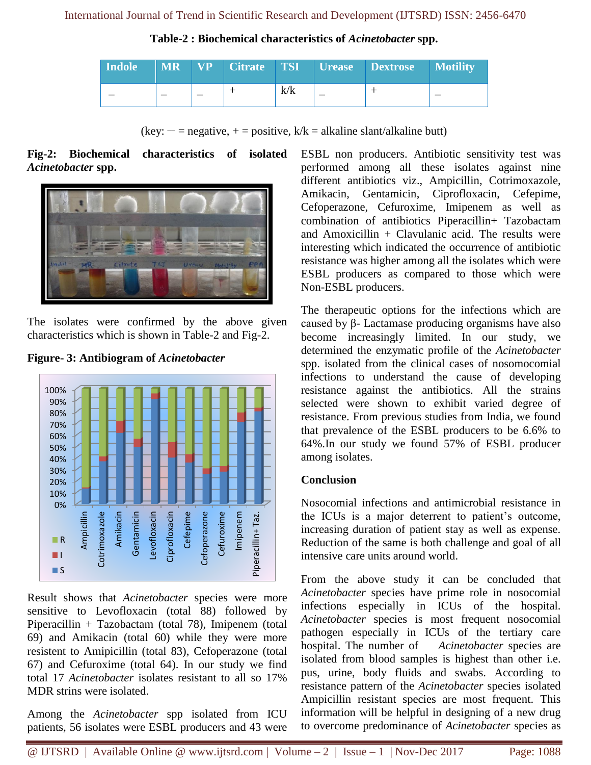**Table-2 : Biochemical characteristics of *Acinetobacter* spp.**

| Indole | MR | VP | Citrate | TSI | Urease | Dextrose | Motility |
|---|---|---|---|---|---|---|---|
| – | – | – | + | k/k | – | + | – |

(key: — = negative, + = positive, k/k = alkaline slant/alkaline butt)

**Fig-2: Biochemical characteristics of isolated *Acinetobacter* spp.**

The isolates were confirmed by the above given characteristics which is shown in Table-2 and Fig-2.

**Figure- 3: Antibiogram of *Acinetobacter***

Result shows that *Acinetobacter* species were more sensitive to Levofloxacin (total 88) followed by Piperacillin + Tazobactam (total 78), Imipenem (total 69) and Amikacin (total 60) while they were more resistent to Amipicillin (total 83), Cefoperazone (total 67) and Cefuroxime (total 64). In our study we find total 17 *Acinetobacter* isolates resistant to all so 17% MDR strins were isolated.

Among the *Acinetobacter* spp isolated from ICU patients, 56 isolates were ESBL producers and 43 were ESBL non producers. Antibiotic sensitivity test was performed among all these isolates against nine different antibiotics viz., Ampicillin, Cotrimoxazole, Amikacin, Gentamicin, Ciprofloxacin, Cefepime, Cefoperazone, Cefuroxime, Imipenem as well as combination of antibiotics Piperacillin+ Tazobactam and Amoxicillin + Clavulanic acid. The results were interesting which indicated the occurrence of antibiotic resistance was higher among all the isolates which were ESBL producers as compared to those which were Non-ESBL producers.

The therapeutic options for the infections which are caused by β- Lactamase producing organisms have also become increasingly limited. In our study, we determined the enzymatic profile of the *Acinetobacter* spp. isolated from the clinical cases of nosomocomial infections to understand the cause of developing resistance against the antibiotics. All the strains selected were shown to exhibit varied degree of resistance. From previous studies from India, we found that prevalence of the ESBL producers to be 6.6% to 64%.In our study we found 57% of ESBL producer among isolates.

## Conclusion

Nosocomial infections and antimicrobial resistance in the ICUs is a major deterrent to patient's outcome, increasing duration of patient stay as well as expense. Reduction of the same is both challenge and goal of all intensive care units around world.

From the above study it can be concluded that *Acinetobacter* species have prime role in nosocomial infections especially in ICUs of the hospital. *Acinetobacter* species is most frequent nosocomial pathogen especially in ICUs of the tertiary care hospital. The number of *Acinetobacter* species are isolated from blood samples is highest than other i.e. pus, urine, body fluids and swabs. According to resistance pattern of the *Acinetobacter* species isolated Ampicillin resistant species are most frequent. This information will be helpful in designing of a new drug to overcome predominance of *Acinetobacter* species as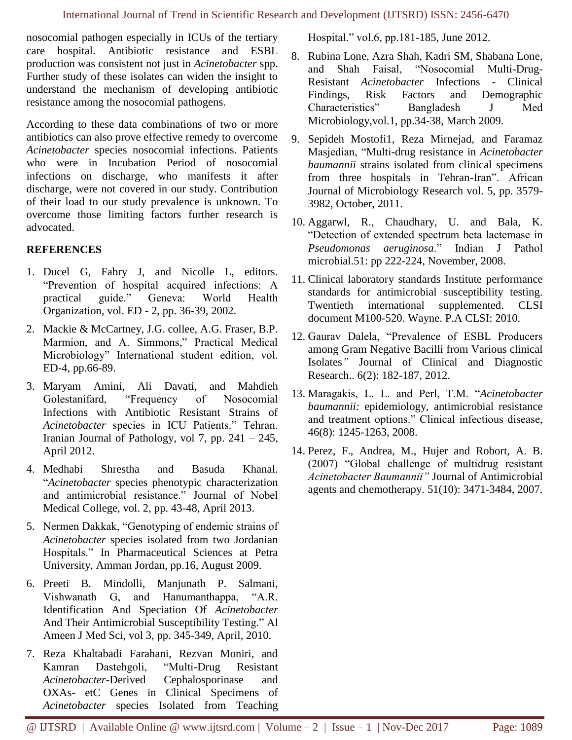nosocomial pathogen especially in ICUs of the tertiary care hospital. Antibiotic resistance and ESBL production was consistent not just in *Acinetobacter* spp. Further study of these isolates can widen the insight to understand the mechanism of developing antibiotic resistance among the nosocomial pathogens.

According to these data combinations of two or more antibiotics can also prove effective remedy to overcome *Acinetobacter* species nosocomial infections. Patients who were in Incubation Period of nosocomial infections on discharge, who manifests it after discharge, were not covered in our study. Contribution of their load to our study prevalence is unknown. To overcome those limiting factors further research is advocated.

## REFERENCES

1. Ducel G, Fabry J, and Nicolle L, editors. "Prevention of hospital acquired infections: A practical guide." Geneva: World Health Organization, vol. ED - 2, pp. 36-39, 2002.
2. Mackie & McCartney, J.G. collee, A.G. Fraser, B.P. Marmion, and A. Simmons," Practical Medical Microbiology" International student edition, vol. ED-4, pp.66-89.
3. Maryam Amini, Ali Davati, and Mahdieh Golestanifard, "Frequency of Nosocomial Infections with Antibiotic Resistant Strains of *Acinetobacter* species in ICU Patients." Tehran. Iranian Journal of Pathology, vol 7, pp. 241 – 245, April 2012.
4. Medhabi Shrestha and Basuda Khanal. "*Acinetobacter* species phenotypic characterization and antimicrobial resistance." Journal of Nobel Medical College, vol. 2, pp. 43-48, April 2013.
5. Nermen Dakkak, "Genotyping of endemic strains of *Acinetobacter* species isolated from two Jordanian Hospitals." In Pharmaceutical Sciences at Petra University, Amman Jordan, pp.16, August 2009.
6. Preeti B. Mindolli, Manjunath P. Salmani, Vishwanath G, and Hanumanthappa, "A.R. Identification And Speciation Of *Acinetobacter* And Their Antimicrobial Susceptibility Testing." Al Ameen J Med Sci, vol 3, pp. 345-349, April, 2010.
7. Reza Khaltabadi Farahani, Rezvan Moniri, and Kamran Dastehgoli, "Multi-Drug Resistant *Acinetobacter*-Derived Cephalosporinase and OXAs- etC Genes in Clinical Specimens of *Acinetobacter* species Isolated from Teaching Hospital." vol.6, pp.181-185, June 2012.
8. Rubina Lone, Azra Shah, Kadri SM, Shabana Lone, and Shah Faisal, "Nosocomial Multi-Drug-Resistant *Acinetobacter* Infections - Clinical Findings, Risk Factors and Demographic Characteristics" Bangladesh J Med Microbiology,vol.1, pp.34-38, March 2009.
9. Sepideh Mostofi1, Reza Mirnejad, and Faramaz Masjedian, "Multi-drug resistance in *Acinetobacter baumannii* strains isolated from clinical specimens from three hospitals in Tehran-Iran". African Journal of Microbiology Research vol. 5, pp. 3579-3982, October, 2011.
10. Aggarwl, R., Chaudhary, U. and Bala, K. "Detection of extended spectrum beta lactemase in *Pseudomonas aeruginosa*." Indian J Pathol microbial.51: pp 222-224, November, 2008.
11. Clinical laboratory standards Institute performance standards for antimicrobial susceptibility testing. Twentieth international supplemented. CLSI document M100-520. Wayne. P.A CLSI: 2010.
12. Gaurav Dalela, "Prevalence of ESBL Producers among Gram Negative Bacilli from Various clinical Isolates*"* Journal of Clinical and Diagnostic Research.. 6(2): 182-187, 2012.
13. Maragakis, L. L. and Perl, T.M. "*Acinetobacter baumannii:* epidemiology, antimicrobial resistance and treatment options." Clinical infectious disease, 46(8): 1245-1263, 2008.
14. Perez, F., Andrea, M., Hujer and Robort, A. B. (2007) "Global challenge of multidrug resistant *Acinetobacter Baumannii"* Journal of Antimicrobial agents and chemotherapy. 51(10): 3471-3484, 2007.